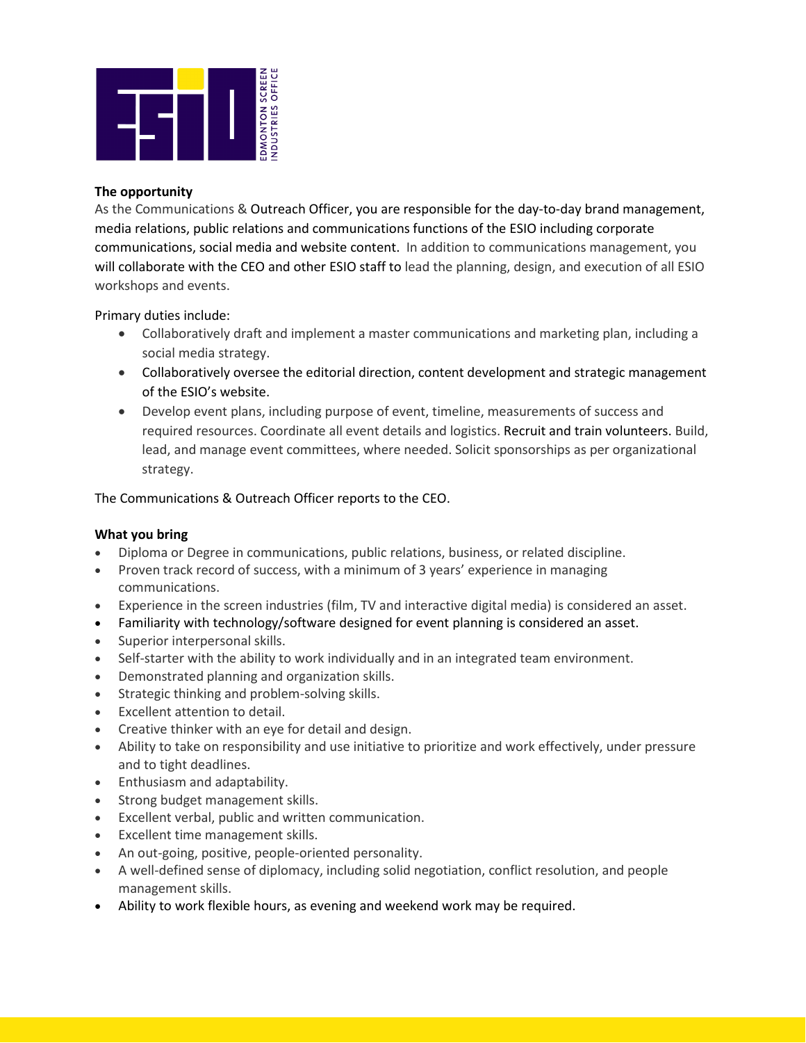**The opportunity**

As the Communications & Outreach Officer, you are responsible for the day-to-day brand management, media relations, public relations and communications functions of the ESIO including corporate communications, social media and website content. In addition to communications management, you will collaborate with the CEO and other ESIO staff to lead the planning, design, and execution of all ESIO workshops and events.

Primary duties include:

- Collaboratively draft and implement a master communications and marketing plan, including a social media strategy.
- Collaboratively oversee the editorial direction, content development and strategic management of the ESIO's website.
- Develop event plans, including purpose of event, timeline, measurements of success and required resources. Coordinate all event details and logistics. Recruit and train volunteers. Build, lead, and manage event committees, where needed. Solicit sponsorships as per organizational strategy.

The Communications & Outreach Officer reports to the CEO.

**What you bring**

- Diploma or Degree in communications, public relations, business, or related discipline.
- Proven track record of success, with a minimum of 3 years' experience in managing communications.
- Experience in the screen industries (film, TV and interactive digital media) is considered an asset.
- Familiarity with technology/software designed for event planning is considered an asset.
- Superior interpersonal skills.
- Self-starter with the ability to work individually and in an integrated team environment.
- Demonstrated planning and organization skills.
- Strategic thinking and problem-solving skills.
- Excellent attention to detail.
- Creative thinker with an eye for detail and design.
- Ability to take on responsibility and use initiative to prioritize and work effectively, under pressure and to tight deadlines.
- Enthusiasm and adaptability.
- Strong budget management skills.
- Excellent verbal, public and written communication.
- Excellent time management skills.
- An out-going, positive, people-oriented personality.
- A well-defined sense of diplomacy, including solid negotiation, conflict resolution, and people management skills.
- Ability to work flexible hours, as evening and weekend work may be required.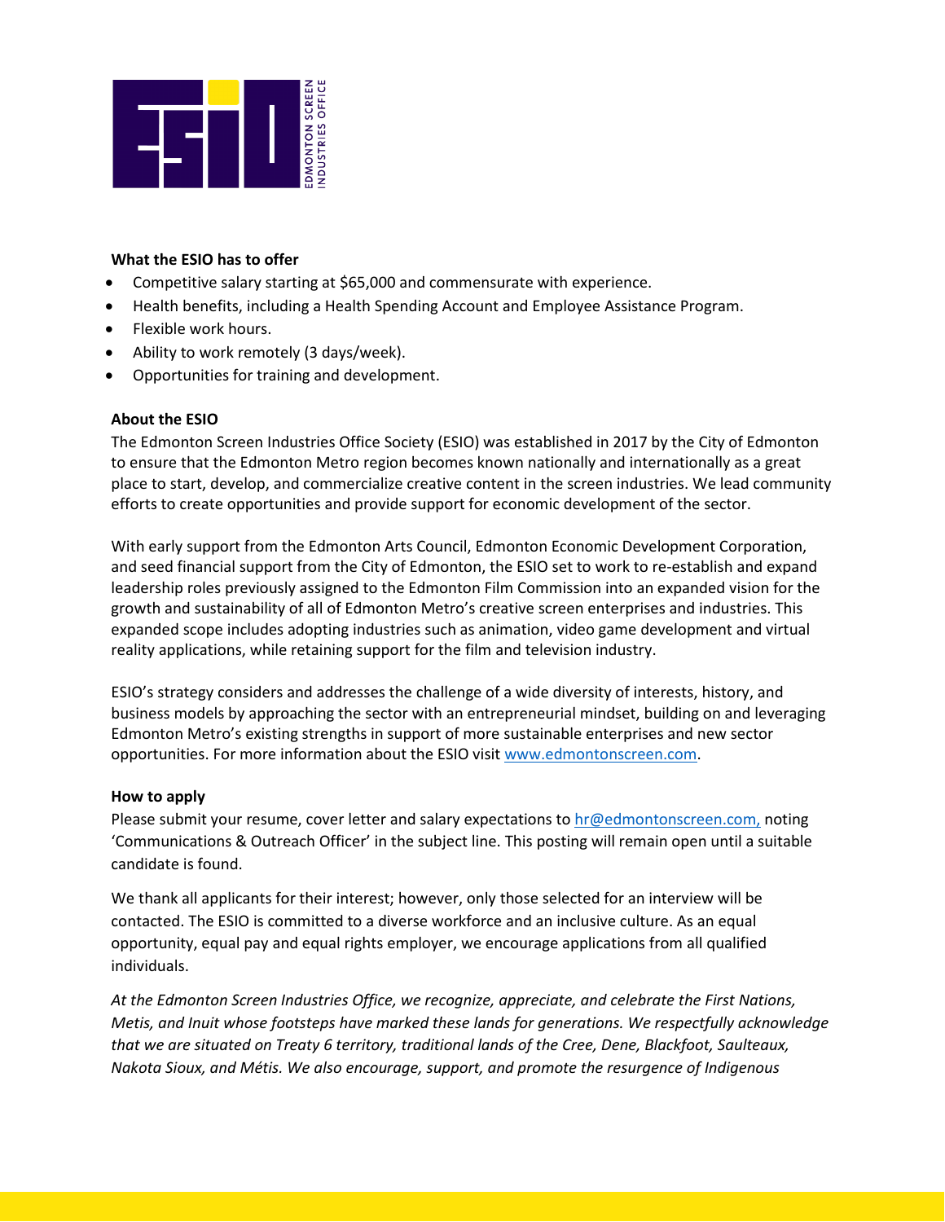**What the ESIO has to offer**

- Competitive salary starting at $65,000 and commensurate with experience.
- Health benefits, including a Health Spending Account and Employee Assistance Program.
- Flexible work hours.
- Ability to work remotely (3 days/week).
- Opportunities for training and development.

**About the ESIO**

The Edmonton Screen Industries Office Society (ESIO) was established in 2017 by the City of Edmonton to ensure that the Edmonton Metro region becomes known nationally and internationally as a great place to start, develop, and commercialize creative content in the screen industries. We lead community efforts to create opportunities and provide support for economic development of the sector.

With early support from the Edmonton Arts Council, Edmonton Economic Development Corporation, and seed financial support from the City of Edmonton, the ESIO set to work to re-establish and expand leadership roles previously assigned to the Edmonton Film Commission into an expanded vision for the growth and sustainability of all of Edmonton Metro's creative screen enterprises and industries. This expanded scope includes adopting industries such as animation, video game development and virtual reality applications, while retaining support for the film and television industry.

ESIO's strategy considers and addresses the challenge of a wide diversity of interests, history, and business models by approaching the sector with an entrepreneurial mindset, building on and leveraging Edmonton Metro's existing strengths in support of more sustainable enterprises and new sector opportunities. For more information about the ESIO visit [www.edmontonscreen.com](http://www.edmontonscreen.com).

**How to apply**

Please submit your resume, cover letter and salary expectations to [hr@edmontonscreen.com,](mailto:hr@edmontonscreen.com) noting 'Communications & Outreach Officer' in the subject line. This posting will remain open until a suitable candidate is found.

We thank all applicants for their interest; however, only those selected for an interview will be contacted. The ESIO is committed to a diverse workforce and an inclusive culture. As an equal opportunity, equal pay and equal rights employer, we encourage applications from all qualified individuals.

*At the Edmonton Screen Industries Office, we recognize, appreciate, and celebrate the First Nations, Metis, and Inuit whose footsteps have marked these lands for generations. We respectfully acknowledge that we are situated on Treaty 6 territory, traditional lands of the Cree, Dene, Blackfoot, Saulteaux, Nakota Sioux, and Métis. We also encourage, support, and promote the resurgence of Indigenous*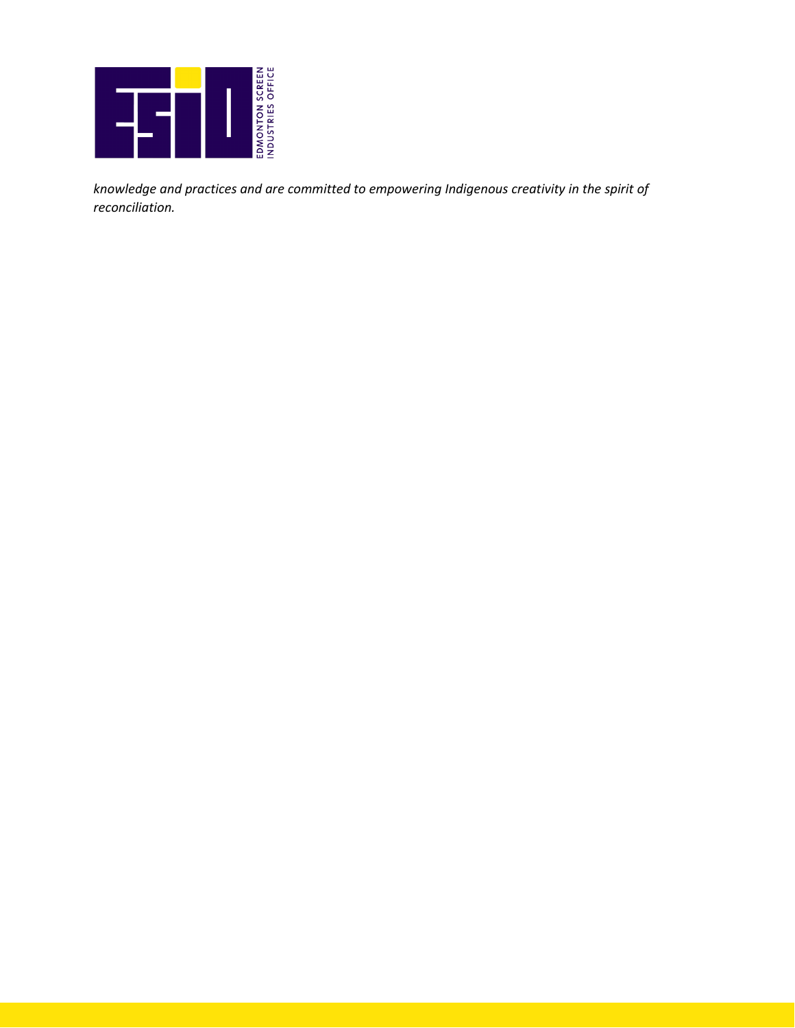*knowledge and practices and are committed to empowering Indigenous creativity in the spirit of reconciliation.*